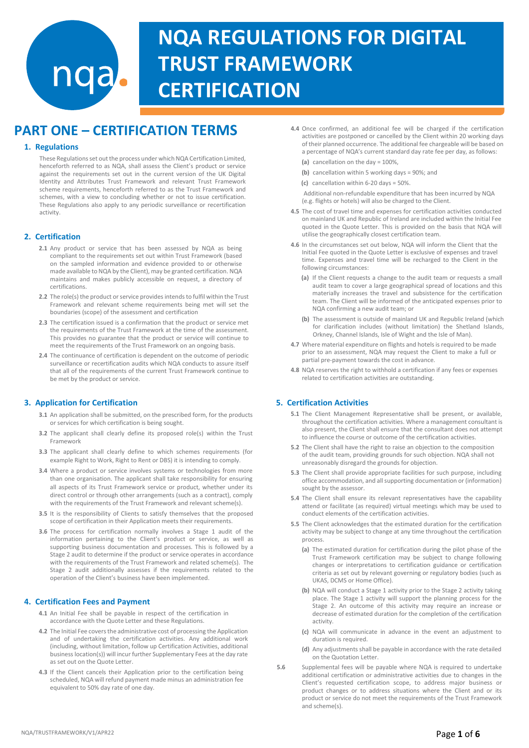# NQA REGULATIONS FOR DIGITAL TRUST FRAMEWORK CERTIFICATION

## PART ONE – CERTIFICATION TERMS

### 1. Regulations

These Regulations set out the process under which NQA Certification Limited, henceforth referred to as NQA, shall assess the Client's product or service against the requirements set out in the current version of the UK Digital Identity and Attributes Trust Framework and relevant Trust Framework scheme requirements, henceforth referred to as the Trust Framework and schemes, with a view to concluding whether or not to issue certification. These Regulations also apply to any periodic surveillance or recertification activity.

### 2. Certification

**2.1** Any product or service that has been assessed by NQA as being compliant to the requirements set out within Trust Framework (based on the sampled information and evidence provided to or otherwise made available to NQA by the Client), may be granted certification. NQA maintains and makes publicly accessible on request, a directory of certifications.

**2.2** The role(s) the product or service provides intends to fulfil within the Trust Framework and relevant scheme requirements being met will set the boundaries (scope) of the assessment and certification

**2.3** The certification issued is a confirmation that the product or service met the requirements of the Trust Framework at the time of the assessment. This provides no guarantee that the product or service will continue to meet the requirements of the Trust Framework on an ongoing basis.

**2.4** The continuance of certification is dependent on the outcome of periodic surveillance or recertification audits which NQA conducts to assure itself that all of the requirements of the current Trust Framework continue to be met by the product or service.

### 3. Application for Certification

**3.1** An application shall be submitted, on the prescribed form, for the products or services for which certification is being sought.

**3.2** The applicant shall clearly define its proposed role(s) within the Trust Framework

**3.3** The applicant shall clearly define to which schemes requirements (for example Right to Work, Right to Rent or DBS) it is intending to comply.

**3.4** Where a product or service involves systems or technologies from more than one organisation. The applicant shall take responsibility for ensuring all aspects of its Trust Framework service or product, whether under its direct control or through other arrangements (such as a contract), comply with the requirements of the Trust Framework and relevant scheme(s).

**3.5** It is the responsibility of Clients to satisfy themselves that the proposed scope of certification in their Application meets their requirements.

**3.6** The process for certification normally involves a Stage 1 audit of the information pertaining to the Client's product or service, as well as supporting business documentation and processes. This is followed by a Stage 2 audit to determine if the product or service operates in accordance with the requirements of the Trust Framework and related scheme(s). The Stage 2 audit additionally assesses if the requirements related to the operation of the Client's business have been implemented.

### 4. Certification Fees and Payment

**4.1** An Initial Fee shall be payable in respect of the certification in accordance with the Quote Letter and these Regulations.

**4.2** The Initial Fee covers the administrative cost of processing the Application and of undertaking the certification activities. Any additional work (including, without limitation, follow up Certification Activities, additional business location(s)) will incur further Supplementary Fees at the day rate as set out on the Quote Letter.

**4.3** If the Client cancels their Application prior to the certification being scheduled, NQA will refund payment made minus an administration fee equivalent to 50% day rate of one day.

**4.4** Once confirmed, an additional fee will be charged if the certification activities are postponed or cancelled by the Client within 20 working days of their planned occurrence. The additional fee chargeable will be based on a percentage of NQA's current standard day rate fee per day, as follows:

- **(a)** cancellation on the day = 100%,
- **(b)** cancellation within 5 working days = 90%; and
- **(c)** cancellation within 6-20 days = 50%.

Additional non-refundable expenditure that has been incurred by NQA (e.g. flights or hotels) will also be charged to the Client.

**4.5** The cost of travel time and expenses for certification activities conducted on mainland UK and Republic of Ireland are included within the Initial Fee quoted in the Quote Letter. This is provided on the basis that NQA will utilise the geographically closest certification team.

**4.6** In the circumstances set out below, NQA will inform the Client that the Initial Fee quoted in the Quote Letter is exclusive of expenses and travel time. Expenses and travel time will be recharged to the Client in the following circumstances:

- **(a)** If the Client requests a change to the audit team or requests a small audit team to cover a large geographical spread of locations and this materially increases the travel and subsistence for the certification team. The Client will be informed of the anticipated expenses prior to NQA confirming a new audit team; or
- **(b)** The assessment is outside of mainland UK and Republic Ireland (which for clarification includes (without limitation) the Shetland Islands, Orkney, Channel Islands, Isle of Wight and the Isle of Man).

**4.7** Where material expenditure on flights and hotels is required to be made prior to an assessment, NQA may request the Client to make a full or partial pre-payment towards the cost in advance.

**4.8** NQA reserves the right to withhold a certification if any fees or expenses related to certification activities are outstanding.

### 5. Certification Activities

**5.1** The Client Management Representative shall be present, or available, throughout the certification activities. Where a management consultant is also present, the Client shall ensure that the consultant does not attempt to influence the course or outcome of the certification activities.

**5.2** The Client shall have the right to raise an objection to the composition of the audit team, providing grounds for such objection. NQA shall not unreasonably disregard the grounds for objection.

**5.3** The Client shall provide appropriate facilities for such purpose, including office accommodation, and all supporting documentation or (information) sought by the assessor.

**5.4** The Client shall ensure its relevant representatives have the capability attend or facilitate (as required) virtual meetings which may be used to conduct elements of the certification activities.

**5.5** The Client acknowledges that the estimated duration for the certification activity may be subject to change at any time throughout the certification process.

- **(a)** The estimated duration for certification during the pilot phase of the Trust Framework certification may be subject to change following changes or interpretations to certification guidance or certification criteria as set out by relevant governing or regulatory bodies (such as UKAS, DCMS or Home Office).
- **(b)** NQA will conduct a Stage 1 activity prior to the Stage 2 activity taking place. The Stage 1 activity will support the planning process for the Stage 2. An outcome of this activity may require an increase or decrease of estimated duration for the completion of the certification activity.
- **(c)** NQA will communicate in advance in the event an adjustment to duration is required.
- **(d)** Any adjustments shall be payable in accordance with the rate detailed on the Quotation Letter.

**5.6** Supplemental fees will be payable where NQA is required to undertake additional certification or administrative activities due to changes in the Client's requested certification scope, to address major business or product changes or to address situations where the Client and or its product or service do not meet the requirements of the Trust Framework and scheme(s).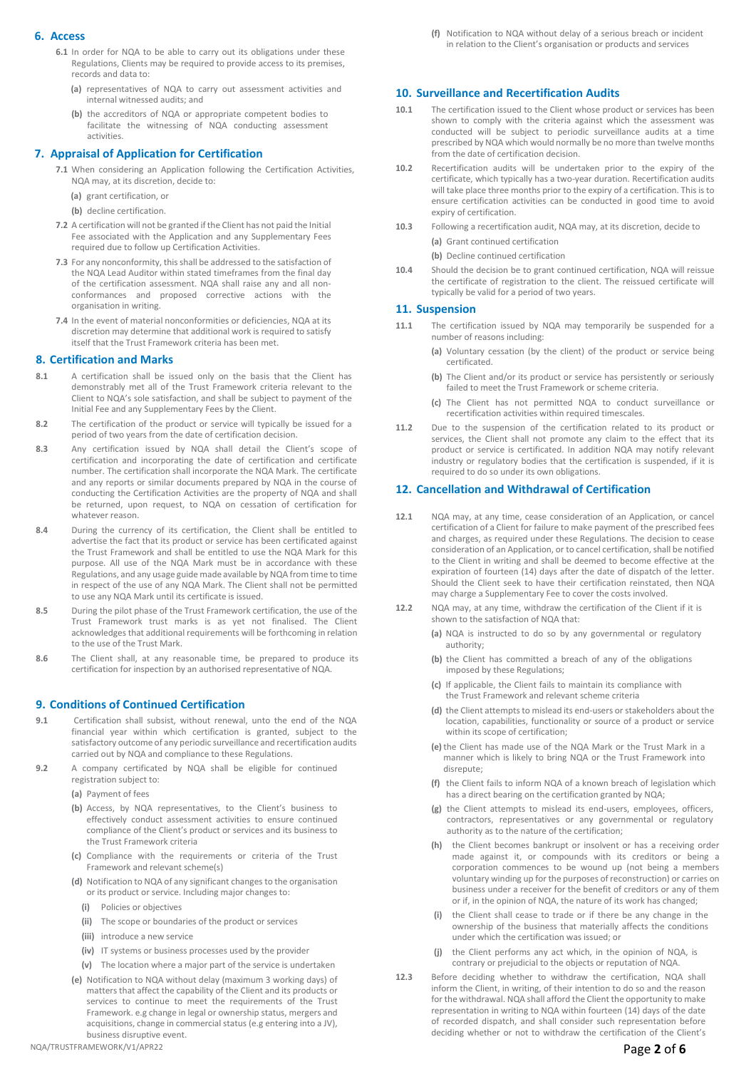## 6. Access

**6.1** In order for NQA to be able to carry out its obligations under these Regulations, Clients may be required to provide access to its premises, records and data to:

- **(a)** representatives of NQA to carry out assessment activities and internal witnessed audits; and
- **(b)** the accreditors of NQA or appropriate competent bodies to facilitate the witnessing of NQA conducting assessment activities.

## 7. Appraisal of Application for Certification

**7.1** When considering an Application following the Certification Activities, NQA may, at its discretion, decide to:

- **(a)** grant certification, or
- **(b)** decline certification.

**7.2** A certification will not be granted if the Client has not paid the Initial Fee associated with the Application and any Supplementary Fees required due to follow up Certification Activities.

**7.3** For any nonconformity, this shall be addressed to the satisfaction of the NQA Lead Auditor within stated timeframes from the final day of the certification assessment. NQA shall raise any and all non-conformances and proposed corrective actions with the organisation in writing.

**7.4** In the event of material nonconformities or deficiencies, NQA at its discretion may determine that additional work is required to satisfy itself that the Trust Framework criteria has been met.

## 8. Certification and Marks

**8.1** A certification shall be issued only on the basis that the Client has demonstrably met all of the Trust Framework criteria relevant to the Client to NQA's sole satisfaction, and shall be subject to payment of the Initial Fee and any Supplementary Fees by the Client.

**8.2** The certification of the product or service will typically be issued for a period of two years from the date of certification decision.

**8.3** Any certification issued by NQA shall detail the Client's scope of certification and incorporating the date of certification and certificate number. The certification shall incorporate the NQA Mark. The certificate and any reports or similar documents prepared by NQA in the course of conducting the Certification Activities are the property of NQA and shall be returned, upon request, to NQA on cessation of certification for whatever reason.

**8.4** During the currency of its certification, the Client shall be entitled to advertise the fact that its product or service has been certificated against the Trust Framework and shall be entitled to use the NQA Mark for this purpose. All use of the NQA Mark must be in accordance with these Regulations, and any usage guide made available by NQA from time to time in respect of the use of any NQA Mark. The Client shall not be permitted to use any NQA Mark until its certificate is issued.

**8.5** During the pilot phase of the Trust Framework certification, the use of the Trust Framework trust marks is as yet not finalised. The Client acknowledges that additional requirements will be forthcoming in relation to the use of the Trust Mark.

**8.6** The Client shall, at any reasonable time, be prepared to produce its certification for inspection by an authorised representative of NQA.

## 9. Conditions of Continued Certification

**9.1** Certification shall subsist, without renewal, unto the end of the NQA financial year within which certification is granted, subject to the satisfactory outcome of any periodic surveillance and recertification audits carried out by NQA and compliance to these Regulations.

**9.2** A company certificated by NQA shall be eligible for continued registration subject to:

- **(a)** Payment of fees
- **(b)** Access, by NQA representatives, to the Client's business to effectively conduct assessment activities to ensure continued compliance of the Client's product or services and its business to the Trust Framework criteria
- **(c)** Compliance with the requirements or criteria of the Trust Framework and relevant scheme(s)
- **(d)** Notification to NQA of any significant changes to the organisation or its product or service. Including major changes to:
  - **(i)** Policies or objectives
  - **(ii)** The scope or boundaries of the product or services
  - **(iii)** introduce a new service
  - **(iv)** IT systems or business processes used by the provider
  - **(v)** The location where a major part of the service is undertaken
- **(e)** Notification to NQA without delay (maximum 3 working days) of matters that affect the capability of the Client and its products or services to continue to meet the requirements of the Trust Framework. e.g change in legal or ownership status, mergers and acquisitions, change in commercial status (e.g entering into a JV), business disruptive event.
- **(f)** Notification to NQA without delay of a serious breach or incident in relation to the Client's organisation or products and services

## 10. Surveillance and Recertification Audits

**10.1** The certification issued to the Client whose product or services has been shown to comply with the criteria against which the assessment was conducted will be subject to periodic surveillance audits at a time prescribed by NQA which would normally be no more than twelve months from the date of certification decision.

**10.2** Recertification audits will be undertaken prior to the expiry of the certificate, which typically has a two-year duration. Recertification audits will take place three months prior to the expiry of a certification. This is to ensure certification activities can be conducted in good time to avoid expiry of certification.

**10.3** Following a recertification audit, NQA may, at its discretion, decide to

- **(a)** Grant continued certification
- **(b)** Decline continued certification

**10.4** Should the decision be to grant continued certification, NQA will reissue the certificate of registration to the client. The reissued certificate will typically be valid for a period of two years.

## 11. Suspension

**11.1** The certification issued by NQA may temporarily be suspended for a number of reasons including:

- **(a)** Voluntary cessation (by the client) of the product or service being certificated.
- **(b)** The Client and/or its product or service has persistently or seriously failed to meet the Trust Framework or scheme criteria.
- **(c)** The Client has not permitted NQA to conduct surveillance or recertification activities within required timescales.

**11.2** Due to the suspension of the certification related to its product or services, the Client shall not promote any claim to the effect that its product or service is certificated. In addition NQA may notify relevant industry or regulatory bodies that the certification is suspended, if it is required to do so under its own obligations.

## 12. Cancellation and Withdrawal of Certification

**12.1** NQA may, at any time, cease consideration of an Application, or cancel certification of a Client for failure to make payment of the prescribed fees and charges, as required under these Regulations. The decision to cease consideration of an Application, or to cancel certification, shall be notified to the Client in writing and shall be deemed to become effective at the expiration of fourteen (14) days after the date of dispatch of the letter. Should the Client seek to have their certification reinstated, then NQA may charge a Supplementary Fee to cover the costs involved.

**12.2** NQA may, at any time, withdraw the certification of the Client if it is shown to the satisfaction of NQA that:

- **(a)** NQA is instructed to do so by any governmental or regulatory authority;
- **(b)** the Client has committed a breach of any of the obligations imposed by these Regulations;
- **(c)** If applicable, the Client fails to maintain its compliance with the Trust Framework and relevant scheme criteria
- **(d)** the Client attempts to mislead its end-users or stakeholders about the location, capabilities, functionality or source of a product or service within its scope of certification;
- **(e)** the Client has made use of the NQA Mark or the Trust Mark in a manner which is likely to bring NQA or the Trust Framework into disrepute;
- **(f)** the Client fails to inform NQA of a known breach of legislation which has a direct bearing on the certification granted by NQA;
- **(g)** the Client attempts to mislead its end-users, employees, officers, contractors, representatives or any governmental or regulatory authority as to the nature of the certification;
- **(h)** the Client becomes bankrupt or insolvent or has a receiving order made against it, or compounds with its creditors or being a corporation commences to be wound up (not being a members voluntary winding up for the purposes of reconstruction) or carries on business under a receiver for the benefit of creditors or any of them or if, in the opinion of NQA, the nature of its work has changed;
- **(i)** the Client shall cease to trade or if there be any change in the ownership of the business that materially affects the conditions under which the certification was issued; or
- **(j)** the Client performs any act which, in the opinion of NQA, is contrary or prejudicial to the objects or reputation of NQA.

**12.3** Before deciding whether to withdraw the certification, NQA shall inform the Client, in writing, of their intention to do so and the reason for the withdrawal. NQA shall afford the Client the opportunity to make representation in writing to NQA within fourteen (14) days of the date of recorded dispatch, and shall consider such representation before deciding whether or not to withdraw the certification of the Client's

NQA/TRUSTFRAMEWORK/V1/APR22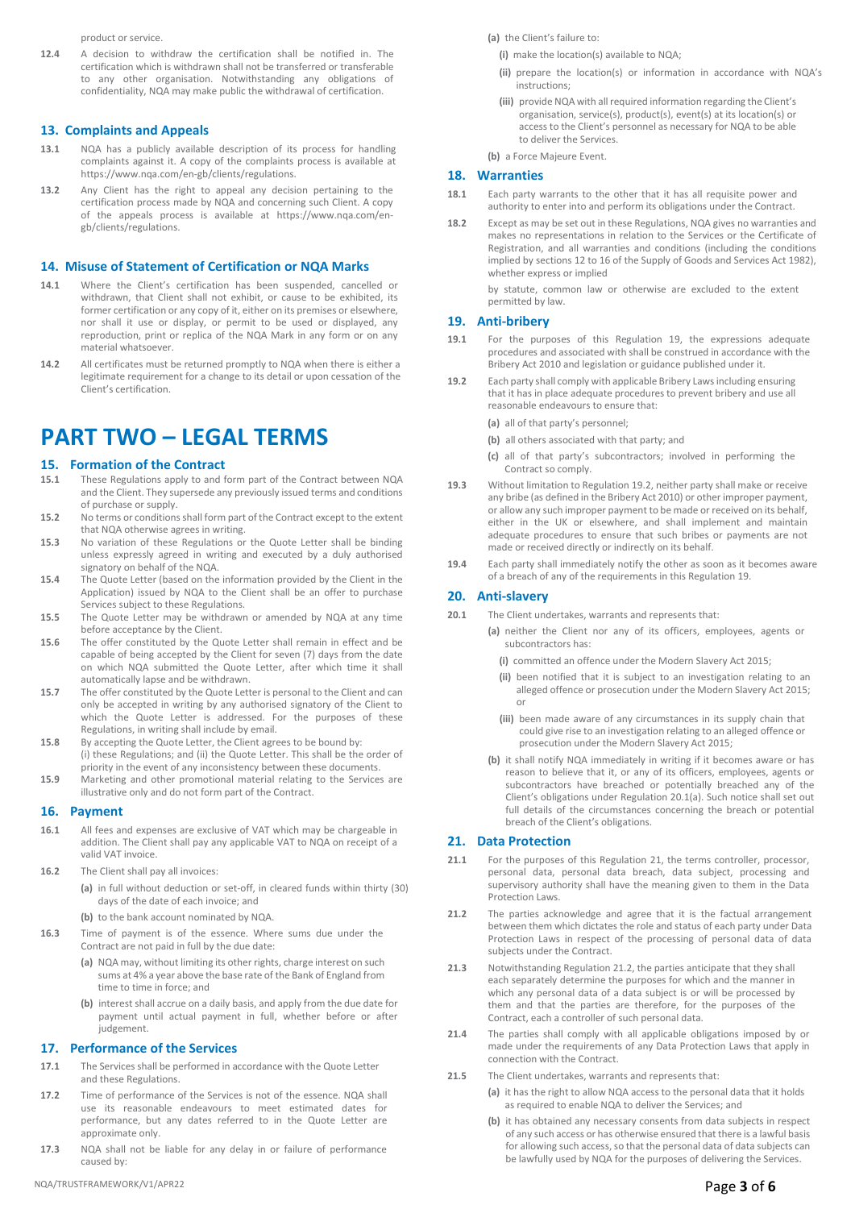product or service.

**12.4** A decision to withdraw the certification shall be notified in. The certification which is withdrawn shall not be transferred or transferable to any other organisation. Notwithstanding any obligations of confidentiality, NQA may make public the withdrawal of certification.

## 13. Complaints and Appeals

**13.1** NQA has a publicly available description of its process for handling complaints against it. A copy of the complaints process is available at https://www.nqa.com/en-gb/clients/regulations.

**13.2** Any Client has the right to appeal any decision pertaining to the certification process made by NQA and concerning such Client. A copy of the appeals process is available at https://www.nqa.com/en-gb/clients/regulations.

## 14. Misuse of Statement of Certification or NQA Marks

**14.1** Where the Client's certification has been suspended, cancelled or withdrawn, that Client shall not exhibit, or cause to be exhibited, its former certification or any copy of it, either on its premises or elsewhere, nor shall it use or display, or permit to be used or displayed, any reproduction, print or replica of the NQA Mark in any form or on any material whatsoever.

**14.2** All certificates must be returned promptly to NQA when there is either a legitimate requirement for a change to its detail or upon cessation of the Client's certification.

# PART TWO – LEGAL TERMS

## 15. Formation of the Contract

**15.1** These Regulations apply to and form part of the Contract between NQA and the Client. They supersede any previously issued terms and conditions of purchase or supply.

**15.2** No terms or conditions shall form part of the Contract except to the extent that NQA otherwise agrees in writing.

**15.3** No variation of these Regulations or the Quote Letter shall be binding unless expressly agreed in writing and executed by a duly authorised signatory on behalf of the NQA.

**15.4** The Quote Letter (based on the information provided by the Client in the Application) issued by NQA to the Client shall be an offer to purchase Services subject to these Regulations.

**15.5** The Quote Letter may be withdrawn or amended by NQA at any time before acceptance by the Client.

**15.6** The offer constituted by the Quote Letter shall remain in effect and be capable of being accepted by the Client for seven (7) days from the date on which NQA submitted the Quote Letter, after which time it shall automatically lapse and be withdrawn.

**15.7** The offer constituted by the Quote Letter is personal to the Client and can only be accepted in writing by any authorised signatory of the Client to which the Quote Letter is addressed. For the purposes of these Regulations, in writing shall include by email.

**15.8** By accepting the Quote Letter, the Client agrees to be bound by: (i) these Regulations; and (ii) the Quote Letter. This shall be the order of priority in the event of any inconsistency between these documents.

**15.9** Marketing and other promotional material relating to the Services are illustrative only and do not form part of the Contract.

## 16. Payment

**16.1** All fees and expenses are exclusive of VAT which may be chargeable in addition. The Client shall pay any applicable VAT to NQA on receipt of a valid VAT invoice.

**16.2** The Client shall pay all invoices:

- **(a)** in full without deduction or set-off, in cleared funds within thirty (30) days of the date of each invoice; and
- **(b)** to the bank account nominated by NQA.

**16.3** Time of payment is of the essence. Where sums due under the Contract are not paid in full by the due date:

- **(a)** NQA may, without limiting its other rights, charge interest on such sums at 4% a year above the base rate of the Bank of England from time to time in force; and
- **(b)** interest shall accrue on a daily basis, and apply from the due date for payment until actual payment in full, whether before or after judgement.

## 17. Performance of the Services

**17.1** The Services shall be performed in accordance with the Quote Letter and these Regulations.

**17.2** Time of performance of the Services is not of the essence. NQA shall use its reasonable endeavours to meet estimated dates for performance, but any dates referred to in the Quote Letter are approximate only.

**17.3** NQA shall not be liable for any delay in or failure of performance caused by:

- **(a)** the Client's failure to:
  - **(i)** make the location(s) available to NQA;
  - **(ii)** prepare the location(s) or information in accordance with NQA's instructions;
  - **(iii)** provide NQA with all required information regarding the Client's organisation, service(s), product(s), event(s) at its location(s) or access to the Client's personnel as necessary for NQA to be able to deliver the Services.
- **(b)** a Force Majeure Event.

## 18. Warranties

**18.1** Each party warrants to the other that it has all requisite power and authority to enter into and perform its obligations under the Contract.

**18.2** Except as may be set out in these Regulations, NQA gives no warranties and makes no representations in relation to the Services or the Certificate of Registration, and all warranties and conditions (including the conditions implied by sections 12 to 16 of the Supply of Goods and Services Act 1982), whether express or implied

by statute, common law or otherwise are excluded to the extent permitted by law.

## 19. Anti-bribery

**19.1** For the purposes of this Regulation 19, the expressions adequate procedures and associated with shall be construed in accordance with the Bribery Act 2010 and legislation or guidance published under it.

**19.2** Each party shall comply with applicable Bribery Laws including ensuring that it has in place adequate procedures to prevent bribery and use all reasonable endeavours to ensure that:

- **(a)** all of that party's personnel;
- **(b)** all others associated with that party; and
- **(c)** all of that party's subcontractors; involved in performing the Contract so comply.

**19.3** Without limitation to Regulation 19.2, neither party shall make or receive any bribe (as defined in the Bribery Act 2010) or other improper payment, or allow any such improper payment to be made or received on its behalf, either in the UK or elsewhere, and shall implement and maintain adequate procedures to ensure that such bribes or payments are not made or received directly or indirectly on its behalf.

**19.4** Each party shall immediately notify the other as soon as it becomes aware of a breach of any of the requirements in this Regulation 19.

## 20. Anti-slavery

**20.1** The Client undertakes, warrants and represents that:

- **(a)** neither the Client nor any of its officers, employees, agents or subcontractors has:
  - **(i)** committed an offence under the Modern Slavery Act 2015;
  - **(ii)** been notified that it is subject to an investigation relating to an alleged offence or prosecution under the Modern Slavery Act 2015; or
  - **(iii)** been made aware of any circumstances in its supply chain that could give rise to an investigation relating to an alleged offence or prosecution under the Modern Slavery Act 2015;
- **(b)** it shall notify NQA immediately in writing if it becomes aware or has reason to believe that it, or any of its officers, employees, agents or subcontractors have breached or potentially breached any of the Client's obligations under Regulation 20.1(a). Such notice shall set out full details of the circumstances concerning the breach or potential breach of the Client's obligations.

## 21. Data Protection

**21.1** For the purposes of this Regulation 21, the terms controller, processor, personal data, personal data breach, data subject, processing and supervisory authority shall have the meaning given to them in the Data Protection Laws.

**21.2** The parties acknowledge and agree that it is the factual arrangement between them which dictates the role and status of each party under Data Protection Laws in respect of the processing of personal data of data subjects under the Contract.

**21.3** Notwithstanding Regulation 21.2, the parties anticipate that they shall each separately determine the purposes for which and the manner in which any personal data of a data subject is or will be processed by them and that the parties are therefore, for the purposes of the Contract, each a controller of such personal data.

**21.4** The parties shall comply with all applicable obligations imposed by or made under the requirements of any Data Protection Laws that apply in connection with the Contract.

**21.5** The Client undertakes, warrants and represents that:

- **(a)** it has the right to allow NQA access to the personal data that it holds as required to enable NQA to deliver the Services; and
- **(b)** it has obtained any necessary consents from data subjects in respect of any such access or has otherwise ensured that there is a lawful basis for allowing such access, so that the personal data of data subjects can be lawfully used by NQA for the purposes of delivering the Services.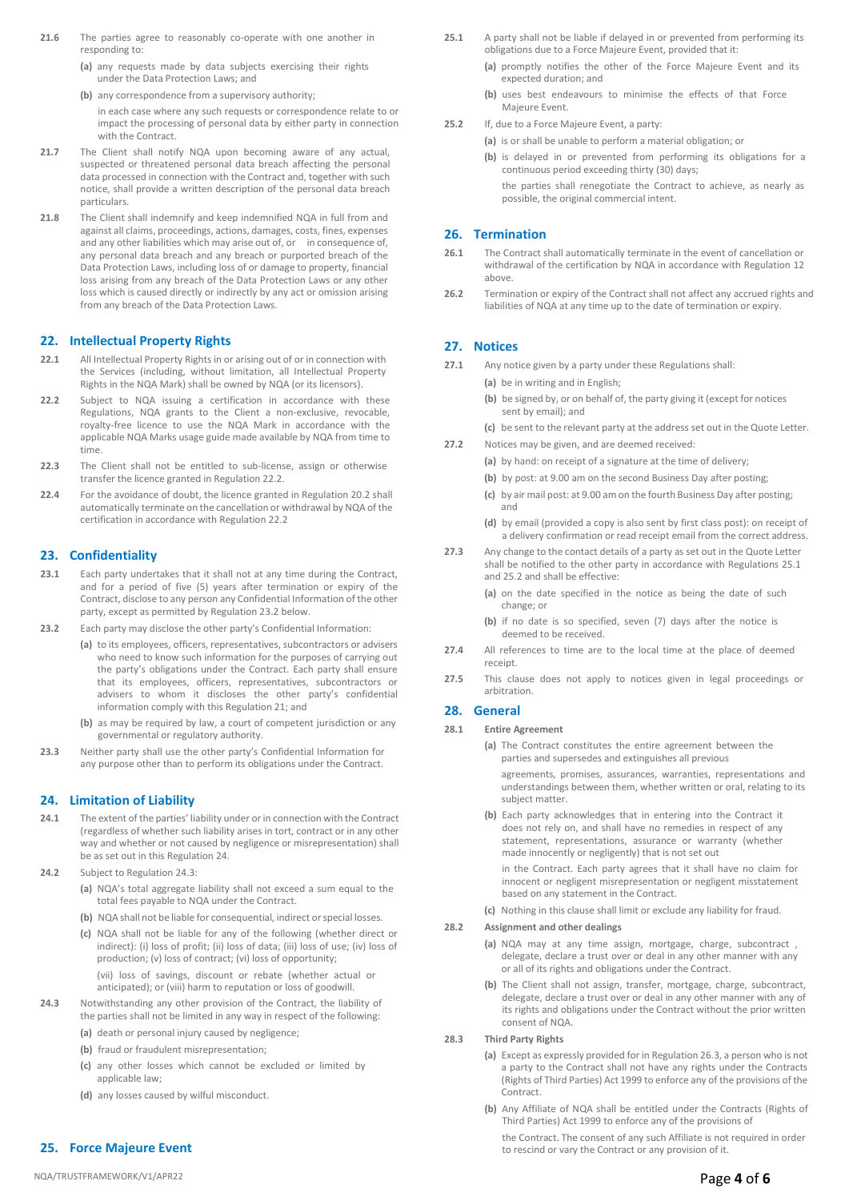**21.6** The parties agree to reasonably co-operate with one another in responding to:

- **(a)** any requests made by data subjects exercising their rights under the Data Protection Laws; and
- **(b)** any correspondence from a supervisory authority;

in each case where any such requests or correspondence relate to or impact the processing of personal data by either party in connection with the Contract.

**21.7** The Client shall notify NQA upon becoming aware of any actual, suspected or threatened personal data breach affecting the personal data processed in connection with the Contract and, together with such notice, shall provide a written description of the personal data breach particulars.

**21.8** The Client shall indemnify and keep indemnified NQA in full from and against all claims, proceedings, actions, damages, costs, fines, expenses and any other liabilities which may arise out of, or in consequence of, any personal data breach and any breach or purported breach of the Data Protection Laws, including loss of or damage to property, financial loss arising from any breach of the Data Protection Laws or any other loss which is caused directly or indirectly by any act or omission arising from any breach of the Data Protection Laws.

## 22. Intellectual Property Rights

**22.1** All Intellectual Property Rights in or arising out of or in connection with the Services (including, without limitation, all Intellectual Property Rights in the NQA Mark) shall be owned by NQA (or its licensors).

**22.2** Subject to NQA issuing a certification in accordance with these Regulations, NQA grants to the Client a non-exclusive, revocable, royalty-free licence to use the NQA Mark in accordance with the applicable NQA Marks usage guide made available by NQA from time to time.

**22.3** The Client shall not be entitled to sub-license, assign or otherwise transfer the licence granted in Regulation 22.2.

**22.4** For the avoidance of doubt, the licence granted in Regulation 20.2 shall automatically terminate on the cancellation or withdrawal by NQA of the certification in accordance with Regulation 22.2

## 23. Confidentiality

**23.1** Each party undertakes that it shall not at any time during the Contract, and for a period of five (5) years after termination or expiry of the Contract, disclose to any person any Confidential Information of the other party, except as permitted by Regulation 23.2 below.

**23.2** Each party may disclose the other party's Confidential Information:

- **(a)** to its employees, officers, representatives, subcontractors or advisers who need to know such information for the purposes of carrying out the party's obligations under the Contract. Each party shall ensure that its employees, officers, representatives, subcontractors or advisers to whom it discloses the other party's confidential information comply with this Regulation 21; and
- **(b)** as may be required by law, a court of competent jurisdiction or any governmental or regulatory authority.

**23.3** Neither party shall use the other party's Confidential Information for any purpose other than to perform its obligations under the Contract.

## 24. Limitation of Liability

**24.1** The extent of the parties' liability under or in connection with the Contract (regardless of whether such liability arises in tort, contract or in any other way and whether or not caused by negligence or misrepresentation) shall be as set out in this Regulation 24.

**24.2** Subject to Regulation 24.3:

- **(a)** NQA's total aggregate liability shall not exceed a sum equal to the total fees payable to NQA under the Contract.
- **(b)** NQA shall not be liable for consequential, indirect or special losses.
- **(c)** NQA shall not be liable for any of the following (whether direct or indirect): (i) loss of profit; (ii) loss of data; (iii) loss of use; (iv) loss of production; (v) loss of contract; (vi) loss of opportunity; (vii) loss of savings, discount or rebate (whether actual or anticipated); or (viii) harm to reputation or loss of goodwill.

**24.3** Notwithstanding any other provision of the Contract, the liability of the parties shall not be limited in any way in respect of the following:

- **(a)** death or personal injury caused by negligence;
- **(b)** fraud or fraudulent misrepresentation;
- **(c)** any other losses which cannot be excluded or limited by applicable law;
- **(d)** any losses caused by wilful misconduct.

## 25. Force Majeure Event

**25.1** A party shall not be liable if delayed in or prevented from performing its obligations due to a Force Majeure Event, provided that it:

- **(a)** promptly notifies the other of the Force Majeure Event and its expected duration; and
- **(b)** uses best endeavours to minimise the effects of that Force Majeure Event.

**25.2** If, due to a Force Majeure Event, a party:

- **(a)** is or shall be unable to perform a material obligation; or
- **(b)** is delayed in or prevented from performing its obligations for a continuous period exceeding thirty (30) days;

the parties shall renegotiate the Contract to achieve, as nearly as possible, the original commercial intent.

## 26. Termination

**26.1** The Contract shall automatically terminate in the event of cancellation or withdrawal of the certification by NQA in accordance with Regulation 12 above.

**26.2** Termination or expiry of the Contract shall not affect any accrued rights and liabilities of NQA at any time up to the date of termination or expiry.

## 27. Notices

**27.1** Any notice given by a party under these Regulations shall:

- **(a)** be in writing and in English;
- **(b)** be signed by, or on behalf of, the party giving it (except for notices sent by email); and
- **(c)** be sent to the relevant party at the address set out in the Quote Letter.

**27.2** Notices may be given, and are deemed received:

- **(a)** by hand: on receipt of a signature at the time of delivery;
- **(b)** by post: at 9.00 am on the second Business Day after posting;
- **(c)** by air mail post: at 9.00 am on the fourth Business Day after posting; and
- **(d)** by email (provided a copy is also sent by first class post): on receipt of a delivery confirmation or read receipt email from the correct address.

**27.3** Any change to the contact details of a party as set out in the Quote Letter shall be notified to the other party in accordance with Regulations 25.1 and 25.2 and shall be effective:

- **(a)** on the date specified in the notice as being the date of such change; or
- **(b)** if no date is so specified, seven (7) days after the notice is deemed to be received.

**27.4** All references to time are to the local time at the place of deemed receipt.

**27.5** This clause does not apply to notices given in legal proceedings or arbitration.

## 28. General

**28.1** **Entire Agreement**

- **(a)** The Contract constitutes the entire agreement between the parties and supersedes and extinguishes all previous agreements, promises, assurances, warranties, representations and understandings between them, whether written or oral, relating to its subject matter.
- **(b)** Each party acknowledges that in entering into the Contract it does not rely on, and shall have no remedies in respect of any statement, representations, assurance or warranty (whether made innocently or negligently) that is not set out in the Contract. Each party agrees that it shall have no claim for innocent or negligent misrepresentation or negligent misstatement based on any statement in the Contract.
- **(c)** Nothing in this clause shall limit or exclude any liability for fraud.

**28.2** **Assignment and other dealings**

- **(a)** NQA may at any time assign, mortgage, charge, subcontract , delegate, declare a trust over or deal in any other manner with any or all of its rights and obligations under the Contract.
- **(b)** The Client shall not assign, transfer, mortgage, charge, subcontract, delegate, declare a trust over or deal in any other manner with any of its rights and obligations under the Contract without the prior written consent of NQA.

**28.3** **Third Party Rights**

- **(a)** Except as expressly provided for in Regulation 26.3, a person who is not a party to the Contract shall not have any rights under the Contracts (Rights of Third Parties) Act 1999 to enforce any of the provisions of the Contract.
- **(b)** Any Affiliate of NQA shall be entitled under the Contracts (Rights of Third Parties) Act 1999 to enforce any of the provisions of the Contract. The consent of any such Affiliate is not required in order to rescind or vary the Contract or any provision of it.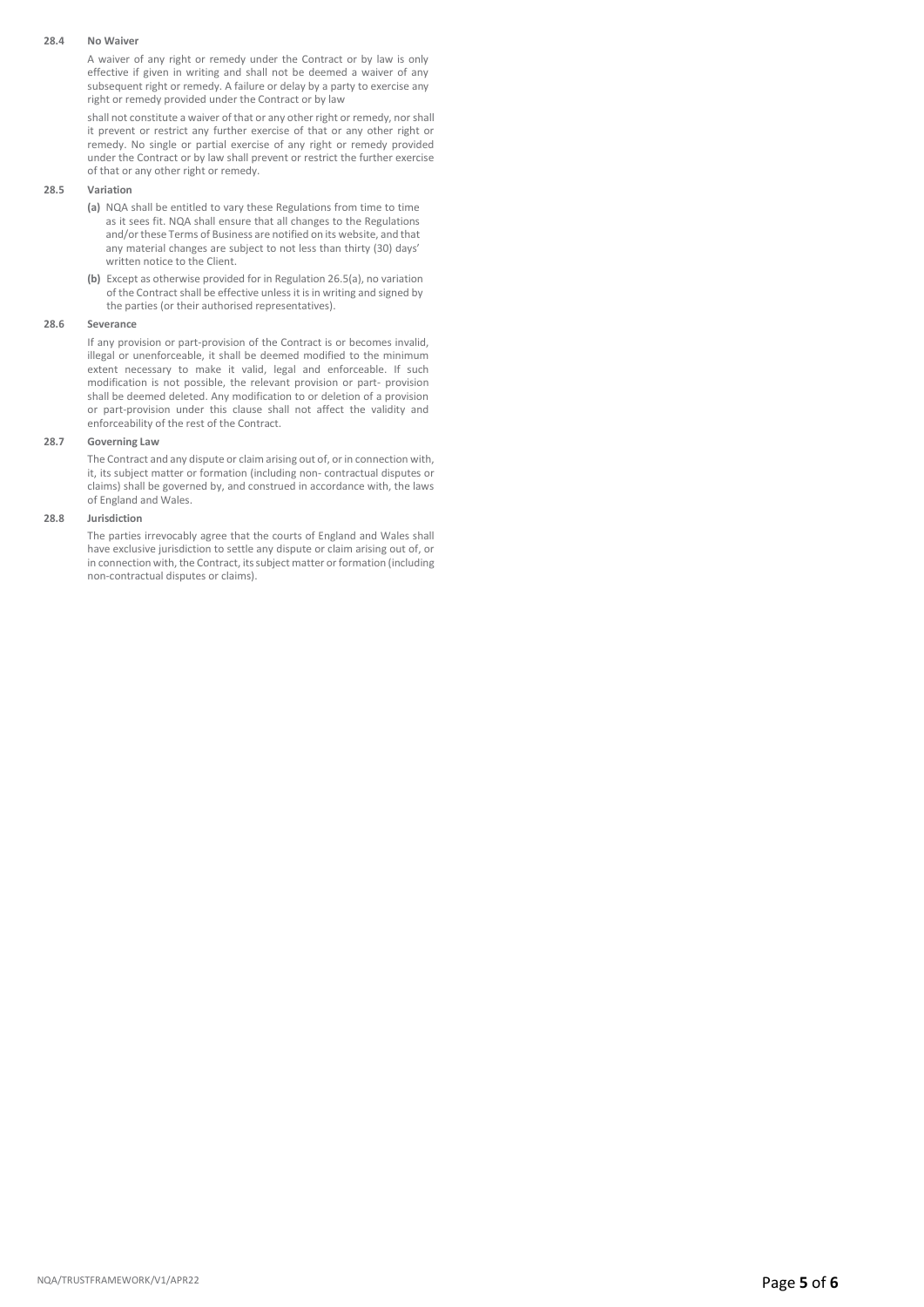**28.4 No Waiver**

A waiver of any right or remedy under the Contract or by law is only effective if given in writing and shall not be deemed a waiver of any subsequent right or remedy. A failure or delay by a party to exercise any right or remedy provided under the Contract or by law

shall not constitute a waiver of that or any other right or remedy, nor shall it prevent or restrict any further exercise of that or any other right or remedy. No single or partial exercise of any right or remedy provided under the Contract or by law shall prevent or restrict the further exercise of that or any other right or remedy.

**28.5 Variation**

**(a)** NQA shall be entitled to vary these Regulations from time to time as it sees fit. NQA shall ensure that all changes to the Regulations and/or these Terms of Business are notified on its website, and that any material changes are subject to not less than thirty (30) days' written notice to the Client.

**(b)** Except as otherwise provided for in Regulation 26.5(a), no variation of the Contract shall be effective unless it is in writing and signed by the parties (or their authorised representatives).

**28.6 Severance**

If any provision or part-provision of the Contract is or becomes invalid, illegal or unenforceable, it shall be deemed modified to the minimum extent necessary to make it valid, legal and enforceable. If such modification is not possible, the relevant provision or part- provision shall be deemed deleted. Any modification to or deletion of a provision or part-provision under this clause shall not affect the validity and enforceability of the rest of the Contract.

**28.7 Governing Law**

The Contract and any dispute or claim arising out of, or in connection with, it, its subject matter or formation (including non- contractual disputes or claims) shall be governed by, and construed in accordance with, the laws of England and Wales.

**28.8 Jurisdiction**

The parties irrevocably agree that the courts of England and Wales shall have exclusive jurisdiction to settle any dispute or claim arising out of, or in connection with, the Contract, its subject matter or formation (including non-contractual disputes or claims).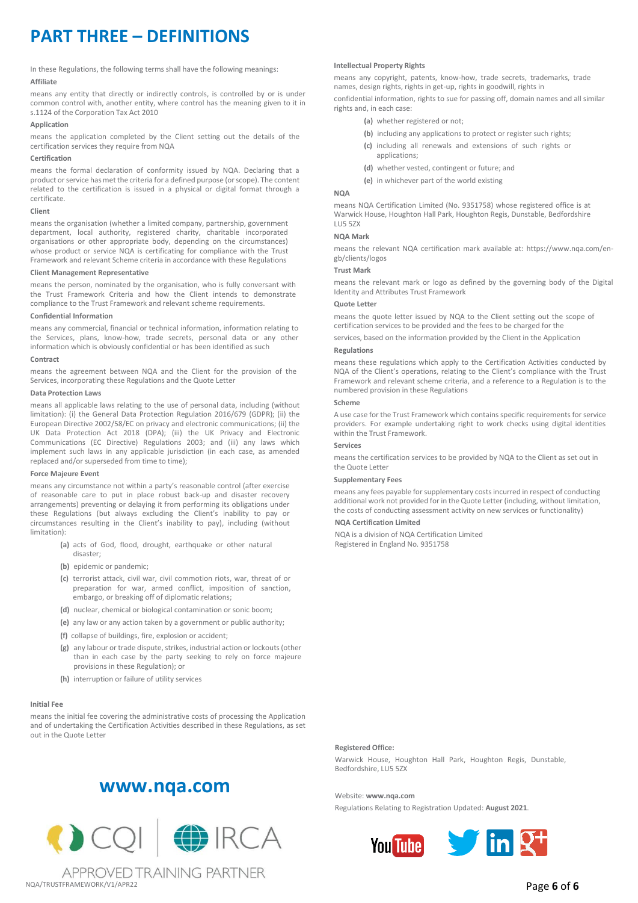# PART THREE – DEFINITIONS

In these Regulations, the following terms shall have the following meanings:

**Affiliate**

means any entity that directly or indirectly controls, is controlled by or is under common control with, another entity, where control has the meaning given to it in s.1124 of the Corporation Tax Act 2010

**Application**

means the application completed by the Client setting out the details of the certification services they require from NQA

**Certification**

means the formal declaration of conformity issued by NQA. Declaring that a product or service has met the criteria for a defined purpose (or scope). The content related to the certification is issued in a physical or digital format through a certificate.

**Client**

means the organisation (whether a limited company, partnership, government department, local authority, registered charity, charitable incorporated organisations or other appropriate body, depending on the circumstances) whose product or service NQA is certificating for compliance with the Trust Framework and relevant Scheme criteria in accordance with these Regulations

**Client Management Representative**

means the person, nominated by the organisation, who is fully conversant with the Trust Framework Criteria and how the Client intends to demonstrate compliance to the Trust Framework and relevant scheme requirements.

**Confidential Information**

means any commercial, financial or technical information, information relating to the Services, plans, know-how, trade secrets, personal data or any other information which is obviously confidential or has been identified as such

**Contract**

means the agreement between NQA and the Client for the provision of the Services, incorporating these Regulations and the Quote Letter

**Data Protection Laws**

means all applicable laws relating to the use of personal data, including (without limitation): (i) the General Data Protection Regulation 2016/679 (GDPR); (ii) the European Directive 2002/58/EC on privacy and electronic communications; (ii) the UK Data Protection Act 2018 (DPA); (iii) the UK Privacy and Electronic Communications (EC Directive) Regulations 2003; and (iii) any laws which implement such laws in any applicable jurisdiction (in each case, as amended replaced and/or superseded from time to time);

**Force Majeure Event**

means any circumstance not within a party's reasonable control (after exercise of reasonable care to put in place robust back-up and disaster recovery arrangements) preventing or delaying it from performing its obligations under these Regulations (but always excluding the Client's inability to pay or circumstances resulting in the Client's inability to pay), including (without limitation):

- **(a)** acts of God, flood, drought, earthquake or other natural disaster;
- **(b)** epidemic or pandemic;
- **(c)** terrorist attack, civil war, civil commotion riots, war, threat of or preparation for war, armed conflict, imposition of sanction, embargo, or breaking off of diplomatic relations;
- **(d)** nuclear, chemical or biological contamination or sonic boom;
- **(e)** any law or any action taken by a government or public authority;
- **(f)** collapse of buildings, fire, explosion or accident;
- **(g)** any labour or trade dispute, strikes, industrial action or lockouts (other than in each case by the party seeking to rely on force majeure provisions in these Regulation); or
- **(h)** interruption or failure of utility services

**Initial Fee**

means the initial fee covering the administrative costs of processing the Application and of undertaking the Certification Activities described in these Regulations, as set out in the Quote Letter

**Intellectual Property Rights**

means any copyright, patents, know-how, trade secrets, trademarks, trade names, design rights, rights in get-up, rights in goodwill, rights in

confidential information, rights to sue for passing off, domain names and all similar rights and, in each case:

- **(a)** whether registered or not;
- **(b)** including any applications to protect or register such rights;
- **(c)** including all renewals and extensions of such rights or applications;
- **(d)** whether vested, contingent or future; and
- **(e)** in whichever part of the world existing

**NQA**

means NQA Certification Limited (No. 9351758) whose registered office is at Warwick House, Houghton Hall Park, Houghton Regis, Dunstable, Bedfordshire LU5 5ZX

**NQA Mark**

means the relevant NQA certification mark available at: https://www.nqa.com/en-gb/clients/logos

**Trust Mark**

means the relevant mark or logo as defined by the governing body of the Digital Identity and Attributes Trust Framework

**Quote Letter**

means the quote letter issued by NQA to the Client setting out the scope of certification services to be provided and the fees to be charged for the

services, based on the information provided by the Client in the Application

**Regulations**

means these regulations which apply to the Certification Activities conducted by NQA of the Client's operations, relating to the Client's compliance with the Trust Framework and relevant scheme criteria, and a reference to a Regulation is to the numbered provision in these Regulations

**Scheme**

A use case for the Trust Framework which contains specific requirements for service providers. For example undertaking right to work checks using digital identities within the Trust Framework.

**Services**

means the certification services to be provided by NQA to the Client as set out in the Quote Letter

**Supplementary Fees**

means any fees payable for supplementary costs incurred in respect of conducting additional work not provided for in the Quote Letter (including, without limitation, the costs of conducting assessment activity on new services or functionality)

**NQA Certification Limited**

NQA is a division of NQA Certification Limited
Registered in England No. 9351758

**Registered Office:**

Warwick House, Houghton Hall Park, Houghton Regis, Dunstable, Bedfordshire, LU5 5ZX

**www.nqa.com**

Website: **www.nqa.com**

Regulations Relating to Registration Updated: **August 2021**.

CQI | IRCA
APPROVED TRAINING PARTNER

NQA/TRUSTFRAMEWORK/V1/APR22